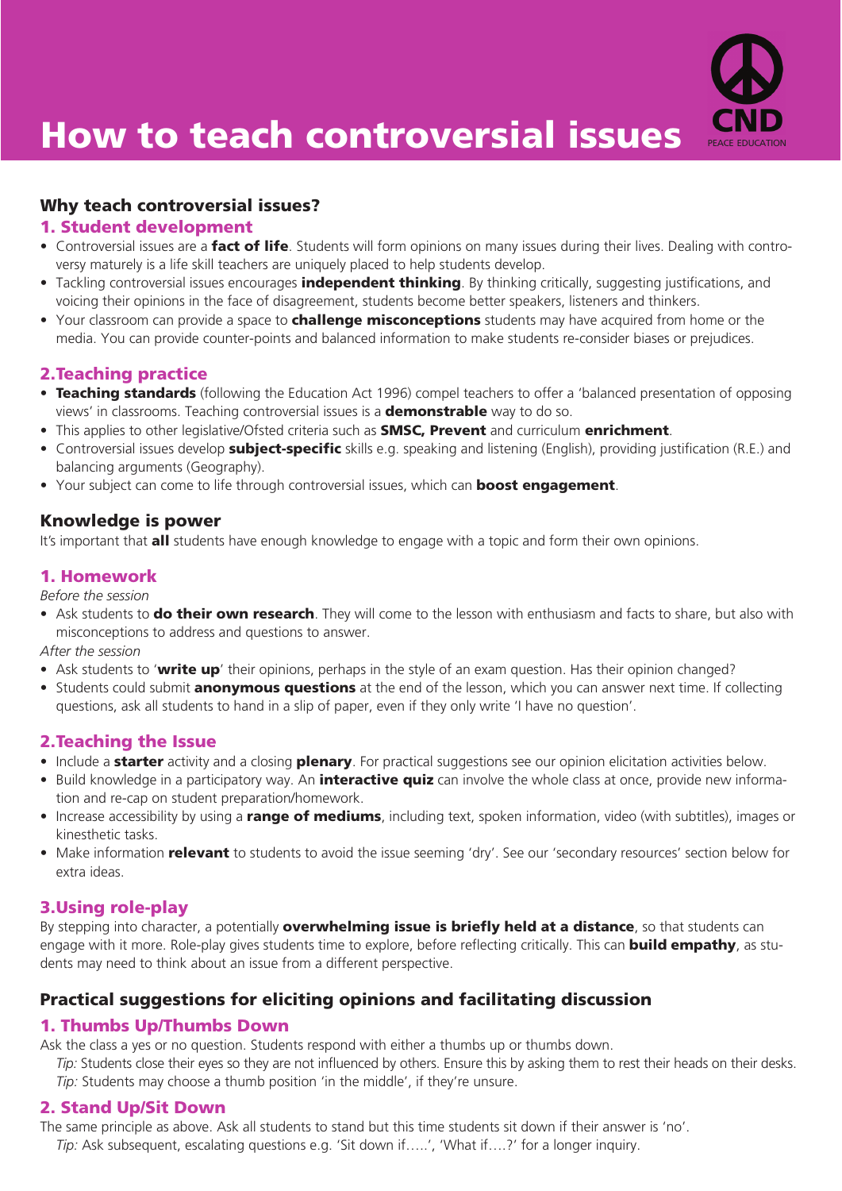# How to teach controversial issues

CND PEACE EDUCATION

## Why teach controversial issues?

### 1. Student development

- Controversial issues are a **fact of life**. Students will form opinions on many issues during their lives. Dealing with controversy maturely is a life skill teachers are uniquely placed to help students develop.
- Tackling controversial issues encourages **independent thinking**. By thinking critically, suggesting justifications, and voicing their opinions in the face of disagreement, students become better speakers, listeners and thinkers.
- Your classroom can provide a space to **challenge misconceptions** students may have acquired from home or the media. You can provide counter-points and balanced information to make students re-consider biases or prejudices.

### 2.Teaching practice

- **Teaching standards** (following the Education Act 1996) compel teachers to offer a 'balanced presentation of opposing views' in classrooms. Teaching controversial issues is a **demonstrable** way to do so.
- This applies to other legislative/Ofsted criteria such as **SMSC, Prevent** and curriculum **enrichment**.
- Controversial issues develop **subject-specific** skills e.g. speaking and listening (English), providing justification (R.E.) and balancing arguments (Geography).
- Your subject can come to life through controversial issues, which can **boost engagement**.

## Knowledge is power

It's important that **all** students have enough knowledge to engage with a topic and form their own opinions.

### 1. Homework

*Before the session*

- Ask students to **do their own research**. They will come to the lesson with enthusiasm and facts to share, but also with misconceptions to address and questions to answer.

*After the session*

- Ask students to '**write up**' their opinions, perhaps in the style of an exam question. Has their opinion changed?
- Students could submit **anonymous questions** at the end of the lesson, which you can answer next time. If collecting questions, ask all students to hand in a slip of paper, even if they only write 'I have no question'.

### 2.Teaching the Issue

- Include a **starter** activity and a closing **plenary**. For practical suggestions see our opinion elicitation activities below.
- Build knowledge in a participatory way. An **interactive quiz** can involve the whole class at once, provide new information and re-cap on student preparation/homework.
- Increase accessibility by using a **range of mediums**, including text, spoken information, video (with subtitles), images or kinesthetic tasks.
- Make information **relevant** to students to avoid the issue seeming 'dry'. See our 'secondary resources' section below for extra ideas.

### 3.Using role-play

By stepping into character, a potentially **overwhelming issue is briefly held at a distance**, so that students can engage with it more. Role-play gives students time to explore, before reflecting critically. This can **build empathy**, as students may need to think about an issue from a different perspective.

## Practical suggestions for eliciting opinions and facilitating discussion

### 1. Thumbs Up/Thumbs Down

Ask the class a yes or no question. Students respond with either a thumbs up or thumbs down.

*Tip:* Students close their eyes so they are not influenced by others. Ensure this by asking them to rest their heads on their desks.

*Tip:* Students may choose a thumb position 'in the middle', if they're unsure.

### 2. Stand Up/Sit Down

The same principle as above. Ask all students to stand but this time students sit down if their answer is 'no'.

*Tip:* Ask subsequent, escalating questions e.g. 'Sit down if…..', 'What if….?' for a longer inquiry.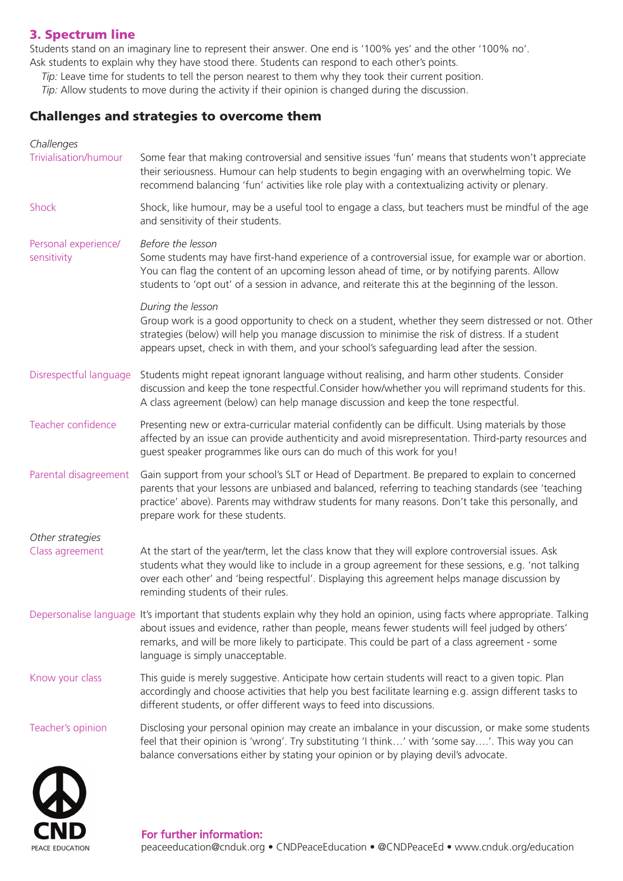## 3. Spectrum line

Students stand on an imaginary line to represent their answer. One end is '100% yes' and the other '100% no'.
Ask students to explain why they have stood there. Students can respond to each other's points.

*Tip:* Leave time for students to tell the person nearest to them why they took their current position.
*Tip:* Allow students to move during the activity if their opinion is changed during the discussion.

## Challenges and strategies to overcome them

*Challenges*

**Trivialisation/humour**
Some fear that making controversial and sensitive issues 'fun' means that students won't appreciate their seriousness. Humour can help students to begin engaging with an overwhelming topic. We recommend balancing 'fun' activities like role play with a contextualizing activity or plenary.

**Shock**
Shock, like humour, may be a useful tool to engage a class, but teachers must be mindful of the age and sensitivity of their students.

**Personal experience/ sensitivity**
*Before the lesson*
Some students may have first-hand experience of a controversial issue, for example war or abortion. You can flag the content of an upcoming lesson ahead of time, or by notifying parents. Allow students to 'opt out' of a session in advance, and reiterate this at the beginning of the lesson.

*During the lesson*
Group work is a good opportunity to check on a student, whether they seem distressed or not. Other strategies (below) will help you manage discussion to minimise the risk of distress. If a student appears upset, check in with them, and your school's safeguarding lead after the session.

**Disrespectful language**
Students might repeat ignorant language without realising, and harm other students. Consider discussion and keep the tone respectful.Consider how/whether you will reprimand students for this. A class agreement (below) can help manage discussion and keep the tone respectful.

**Teacher confidence**
Presenting new or extra-curricular material confidently can be difficult. Using materials by those affected by an issue can provide authenticity and avoid misrepresentation. Third-party resources and guest speaker programmes like ours can do much of this work for you!

**Parental disagreement**
Gain support from your school's SLT or Head of Department. Be prepared to explain to concerned parents that your lessons are unbiased and balanced, referring to teaching standards (see 'teaching practice' above). Parents may withdraw students for many reasons. Don't take this personally, and prepare work for these students.

*Other strategies*

**Class agreement**
At the start of the year/term, let the class know that they will explore controversial issues. Ask students what they would like to include in a group agreement for these sessions, e.g. 'not talking over each other' and 'being respectful'. Displaying this agreement helps manage discussion by reminding students of their rules.

**Depersonalise language**
It's important that students explain why they hold an opinion, using facts where appropriate. Talking about issues and evidence, rather than people, means fewer students will feel judged by others' remarks, and will be more likely to participate. This could be part of a class agreement - some language is simply unacceptable.

**Know your class**
This guide is merely suggestive. Anticipate how certain students will react to a given topic. Plan accordingly and choose activities that help you best facilitate learning e.g. assign different tasks to different students, or offer different ways to feed into discussions.

**Teacher's opinion**
Disclosing your personal opinion may create an imbalance in your discussion, or make some students feel that their opinion is 'wrong'. Try substituting 'I think…' with 'some say….'. This way you can balance conversations either by stating your opinion or by playing devil's advocate.

CND
PEACE EDUCATION

**For further information:**
peaceeducation@cnduk.org • CNDPeaceEducation • @CNDPeaceEd • www.cnduk.org/education